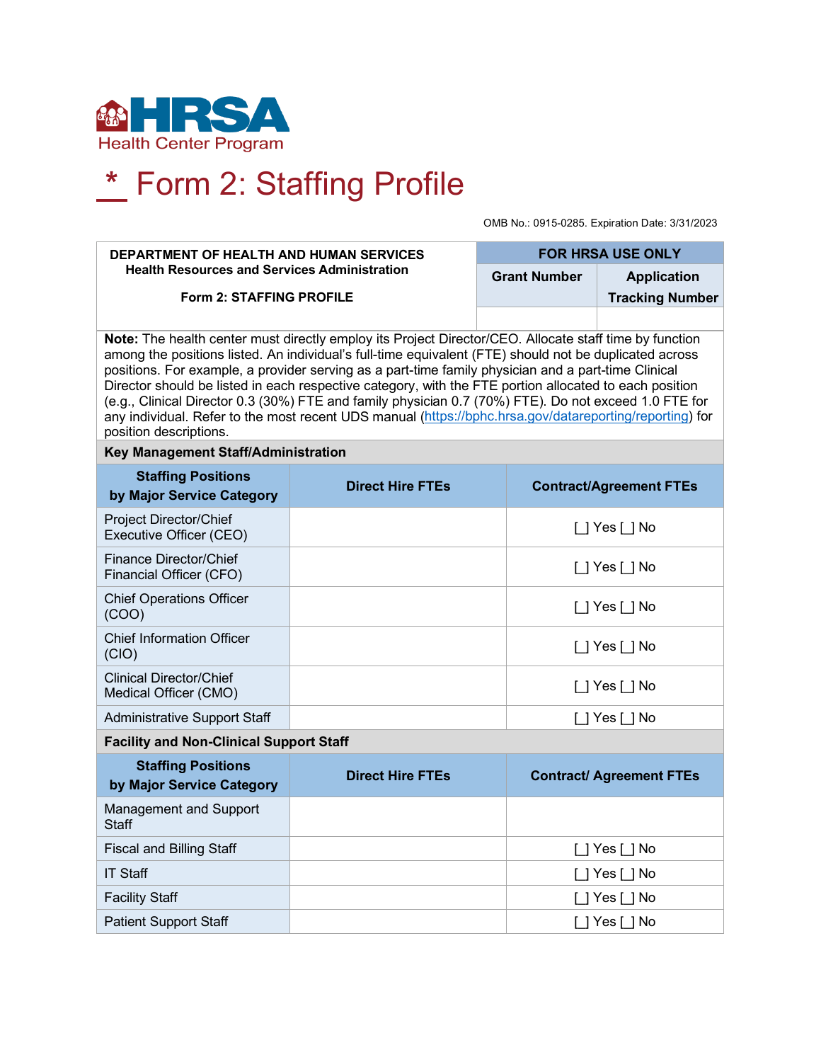HRSA Health Center Program

# \* Form 2: Staffing Profile

OMB No.: 0915-0285. Expiration Date: 3/31/2023

| DEPARTMENT OF HEALTH AND HUMAN SERVICES<br>Health Resources and Services Administration<br><br>Form 2: STAFFING PROFILE | FOR HRSA USE ONLY | |
|---|---|---|
| | **Grant Number** | **Application Tracking Number** |
| | | |

**Note:** The health center must directly employ its Project Director/CEO. Allocate staff time by function among the positions listed. An individual's full-time equivalent (FTE) should not be duplicated across positions. For example, a provider serving as a part-time family physician and a part-time Clinical Director should be listed in each respective category, with the FTE portion allocated to each position (e.g., Clinical Director 0.3 (30%) FTE and family physician 0.7 (70%) FTE). Do not exceed 1.0 FTE for any individual. Refer to the most recent UDS manual (https://bphc.hrsa.gov/datareporting/reporting) for position descriptions.

**Key Management Staff/Administration**

| Staffing Positions by Major Service Category | Direct Hire FTEs | Contract/Agreement FTEs |
|---|---|---|
| Project Director/Chief Executive Officer (CEO) | | [ ] Yes [ ] No |
| Finance Director/Chief Financial Officer (CFO) | | [ ] Yes [ ] No |
| Chief Operations Officer (COO) | | [ ] Yes [ ] No |
| Chief Information Officer (CIO) | | [ ] Yes [ ] No |
| Clinical Director/Chief Medical Officer (CMO) | | [ ] Yes [ ] No |
| Administrative Support Staff | | [ ] Yes [ ] No |

**Facility and Non-Clinical Support Staff**

| Staffing Positions by Major Service Category | Direct Hire FTEs | Contract/ Agreement FTEs |
|---|---|---|
| Management and Support Staff | | |
| Fiscal and Billing Staff | | [ ] Yes [ ] No |
| IT Staff | | [ ] Yes [ ] No |
| Facility Staff | | [ ] Yes [ ] No |
| Patient Support Staff | | [ ] Yes [ ] No |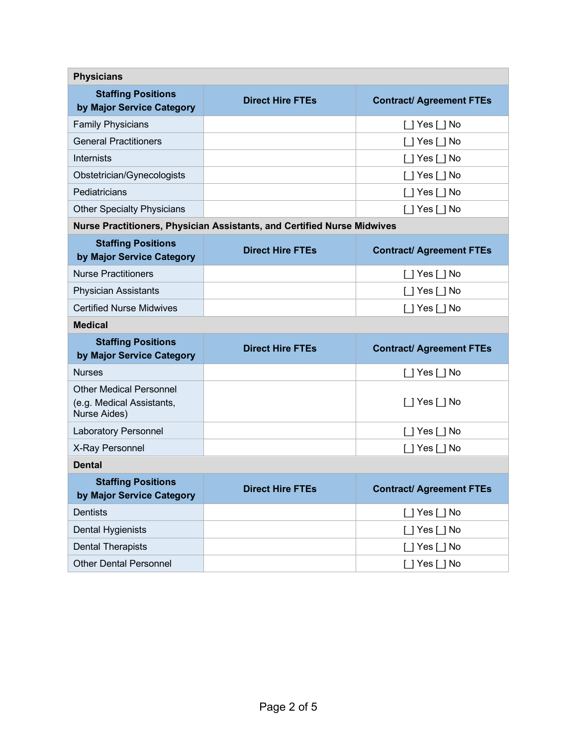| Physicians | | |
|---|---|---|
| **Staffing Positions by Major Service Category** | **Direct Hire FTEs** | **Contract/ Agreement FTEs** |
| Family Physicians | | [ ] Yes [ ] No |
| General Practitioners | | [ ] Yes [ ] No |
| Internists | | [ ] Yes [ ] No |
| Obstetrician/Gynecologists | | [ ] Yes [ ] No |
| Pediatricians | | [ ] Yes [ ] No |
| Other Specialty Physicians | | [ ] Yes [ ] No |
| **Nurse Practitioners, Physician Assistants, and Certified Nurse Midwives** | | |
| **Staffing Positions by Major Service Category** | **Direct Hire FTEs** | **Contract/ Agreement FTEs** |
| Nurse Practitioners | | [ ] Yes [ ] No |
| Physician Assistants | | [ ] Yes [ ] No |
| Certified Nurse Midwives | | [ ] Yes [ ] No |
| **Medical** | | |
| **Staffing Positions by Major Service Category** | **Direct Hire FTEs** | **Contract/ Agreement FTEs** |
| Nurses | | [ ] Yes [ ] No |
| Other Medical Personnel (e.g. Medical Assistants, Nurse Aides) | | [ ] Yes [ ] No |
| Laboratory Personnel | | [ ] Yes [ ] No |
| X-Ray Personnel | | [ ] Yes [ ] No |
| **Dental** | | |
| **Staffing Positions by Major Service Category** | **Direct Hire FTEs** | **Contract/ Agreement FTEs** |
| Dentists | | [ ] Yes [ ] No |
| Dental Hygienists | | [ ] Yes [ ] No |
| Dental Therapists | | [ ] Yes [ ] No |
| Other Dental Personnel | | [ ] Yes [ ] No |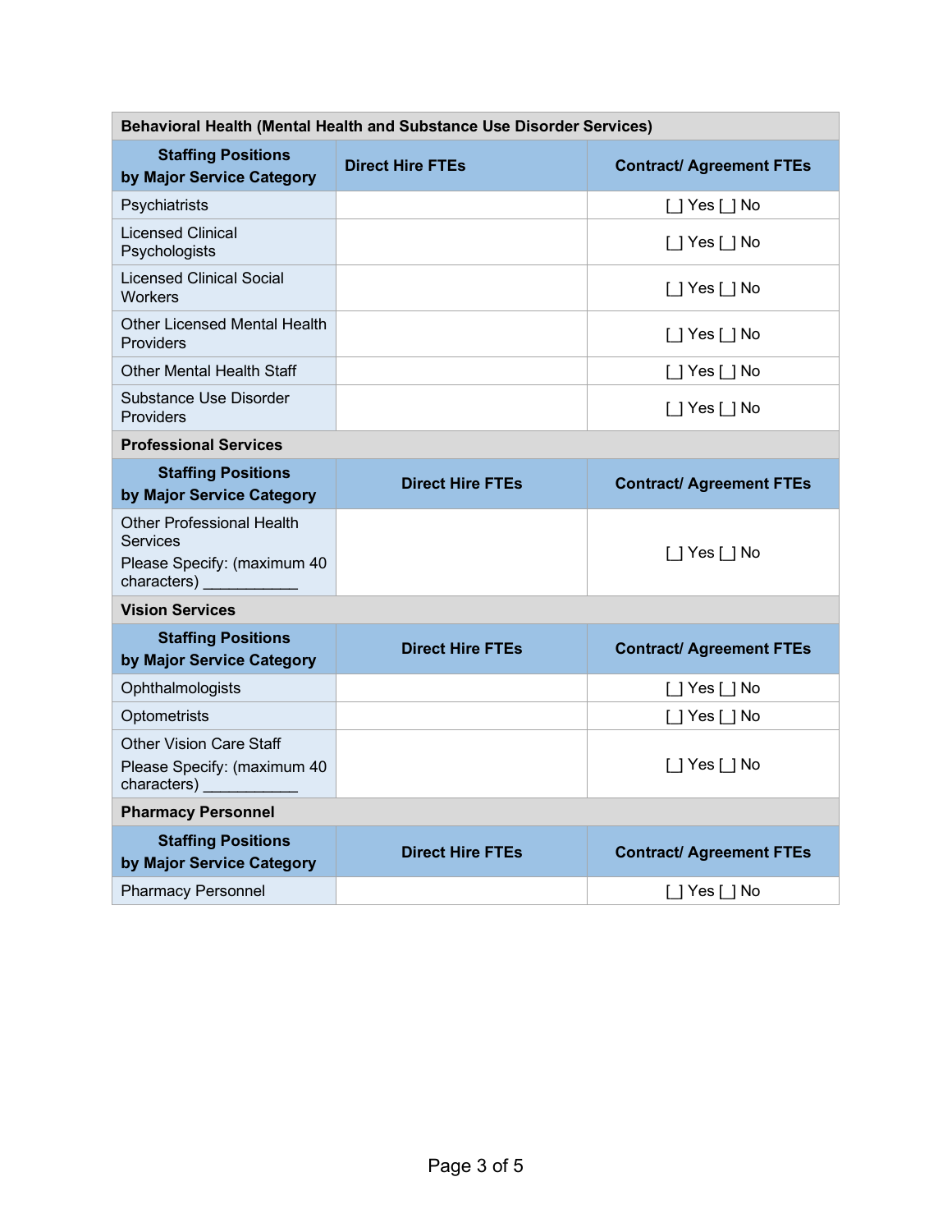| Behavioral Health (Mental Health and Substance Use Disorder Services) | | |
|---|---|---|
| **Staffing Positions by Major Service Category** | **Direct Hire FTEs** | **Contract/ Agreement FTEs** |
| Psychiatrists | | [ ] Yes [ ] No |
| Licensed Clinical Psychologists | | [ ] Yes [ ] No |
| Licensed Clinical Social Workers | | [ ] Yes [ ] No |
| Other Licensed Mental Health Providers | | [ ] Yes [ ] No |
| Other Mental Health Staff | | [ ] Yes [ ] No |
| Substance Use Disorder Providers | | [ ] Yes [ ] No |

| Professional Services | | |
|---|---|---|
| **Staffing Positions by Major Service Category** | **Direct Hire FTEs** | **Contract/ Agreement FTEs** |
| Other Professional Health Services<br>Please Specify: (maximum 40 characters) ___________ | | [ ] Yes [ ] No |

| Vision Services | | |
|---|---|---|
| **Staffing Positions by Major Service Category** | **Direct Hire FTEs** | **Contract/ Agreement FTEs** |
| Ophthalmologists | | [ ] Yes [ ] No |
| Optometrists | | [ ] Yes [ ] No |
| Other Vision Care Staff<br>Please Specify: (maximum 40 characters) ___________ | | [ ] Yes [ ] No |

| Pharmacy Personnel | | |
|---|---|---|
| **Staffing Positions by Major Service Category** | **Direct Hire FTEs** | **Contract/ Agreement FTEs** |
| Pharmacy Personnel | | [ ] Yes [ ] No |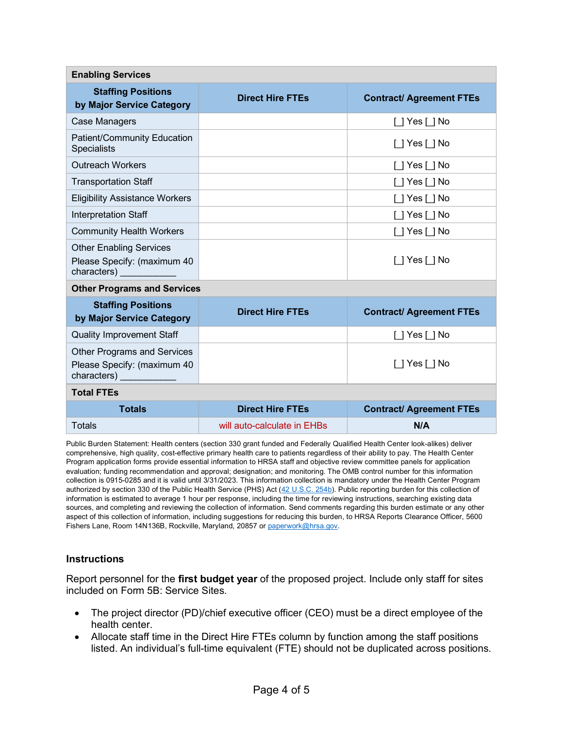| Enabling Services | | |
|---|---|---|
| **Staffing Positions by Major Service Category** | **Direct Hire FTEs** | **Contract/ Agreement FTEs** |
| Case Managers | | [ ] Yes [ ] No |
| Patient/Community Education Specialists | | [ ] Yes [ ] No |
| Outreach Workers | | [ ] Yes [ ] No |
| Transportation Staff | | [ ] Yes [ ] No |
| Eligibility Assistance Workers | | [ ] Yes [ ] No |
| Interpretation Staff | | [ ] Yes [ ] No |
| Community Health Workers | | [ ] Yes [ ] No |
| Other Enabling Services Please Specify: (maximum 40 characters) ___________ | | [ ] Yes [ ] No |
| **Other Programs and Services** | | |
| **Staffing Positions by Major Service Category** | **Direct Hire FTEs** | **Contract/ Agreement FTEs** |
| Quality Improvement Staff | | [ ] Yes [ ] No |
| Other Programs and Services Please Specify: (maximum 40 characters) ___________ | | [ ] Yes [ ] No |
| **Total FTEs** | | |
| **Totals** | **Direct Hire FTEs** | **Contract/ Agreement FTEs** |
| Totals | will auto-calculate in EHBs | **N/A** |

Public Burden Statement: Health centers (section 330 grant funded and Federally Qualified Health Center look-alikes) deliver comprehensive, high quality, cost-effective primary health care to patients regardless of their ability to pay. The Health Center Program application forms provide essential information to HRSA staff and objective review committee panels for application evaluation; funding recommendation and approval; designation; and monitoring. The OMB control number for this information collection is 0915-0285 and it is valid until 3/31/2023. This information collection is mandatory under the Health Center Program authorized by section 330 of the Public Health Service (PHS) Act (42 U.S.C. 254b). Public reporting burden for this collection of information is estimated to average 1 hour per response, including the time for reviewing instructions, searching existing data sources, and completing and reviewing the collection of information. Send comments regarding this burden estimate or any other aspect of this collection of information, including suggestions for reducing this burden, to HRSA Reports Clearance Officer, 5600 Fishers Lane, Room 14N136B, Rockville, Maryland, 20857 or paperwork@hrsa.gov.

### Instructions

Report personnel for the **first budget year** of the proposed project. Include only staff for sites included on Form 5B: Service Sites.

- The project director (PD)/chief executive officer (CEO) must be a direct employee of the health center.
- Allocate staff time in the Direct Hire FTEs column by function among the staff positions listed. An individual's full-time equivalent (FTE) should not be duplicated across positions.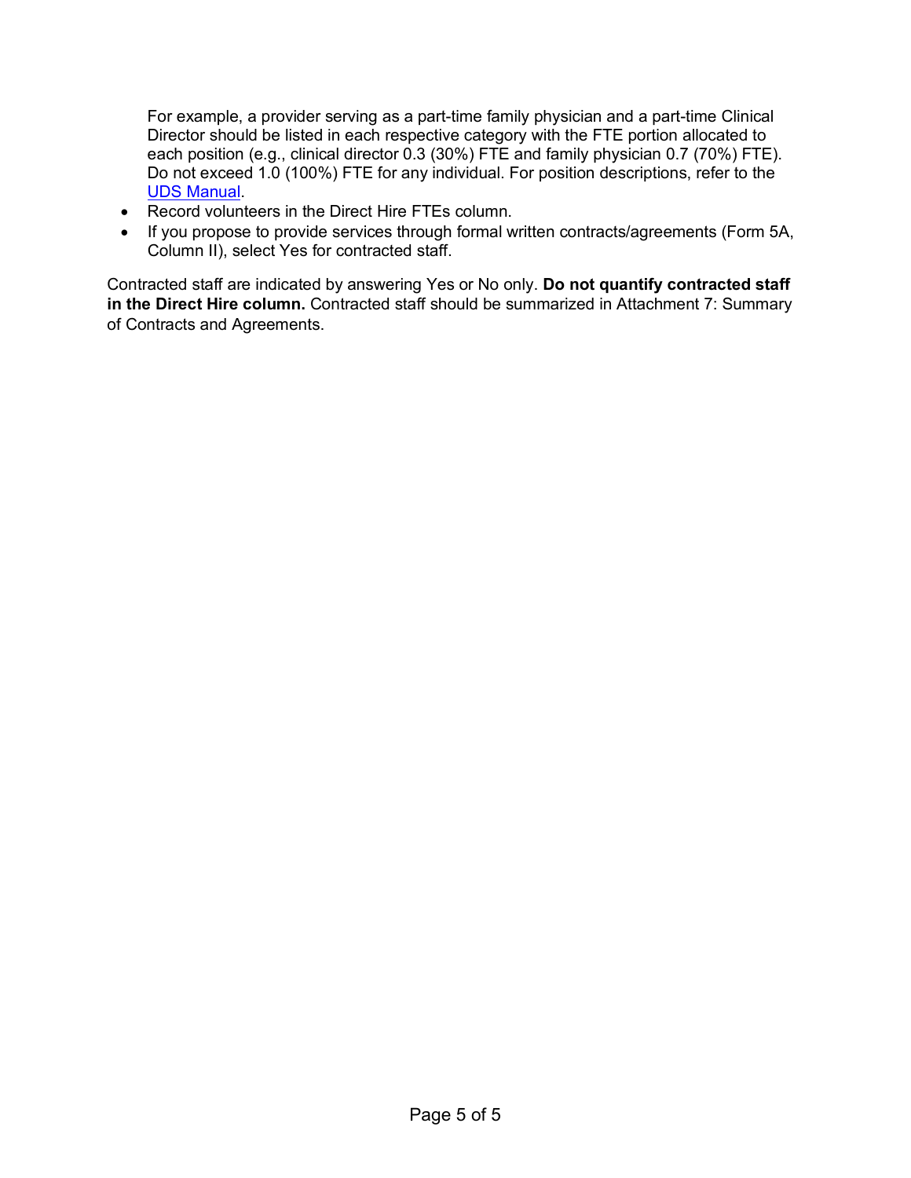For example, a provider serving as a part-time family physician and a part-time Clinical Director should be listed in each respective category with the FTE portion allocated to each position (e.g., clinical director 0.3 (30%) FTE and family physician 0.7 (70%) FTE). Do not exceed 1.0 (100%) FTE for any individual. For position descriptions, refer to the [UDS Manual](UDS Manual).

- Record volunteers in the Direct Hire FTEs column.
- If you propose to provide services through formal written contracts/agreements (Form 5A, Column II), select Yes for contracted staff.

Contracted staff are indicated by answering Yes or No only. **Do not quantify contracted staff in the Direct Hire column.** Contracted staff should be summarized in Attachment 7: Summary of Contracts and Agreements.